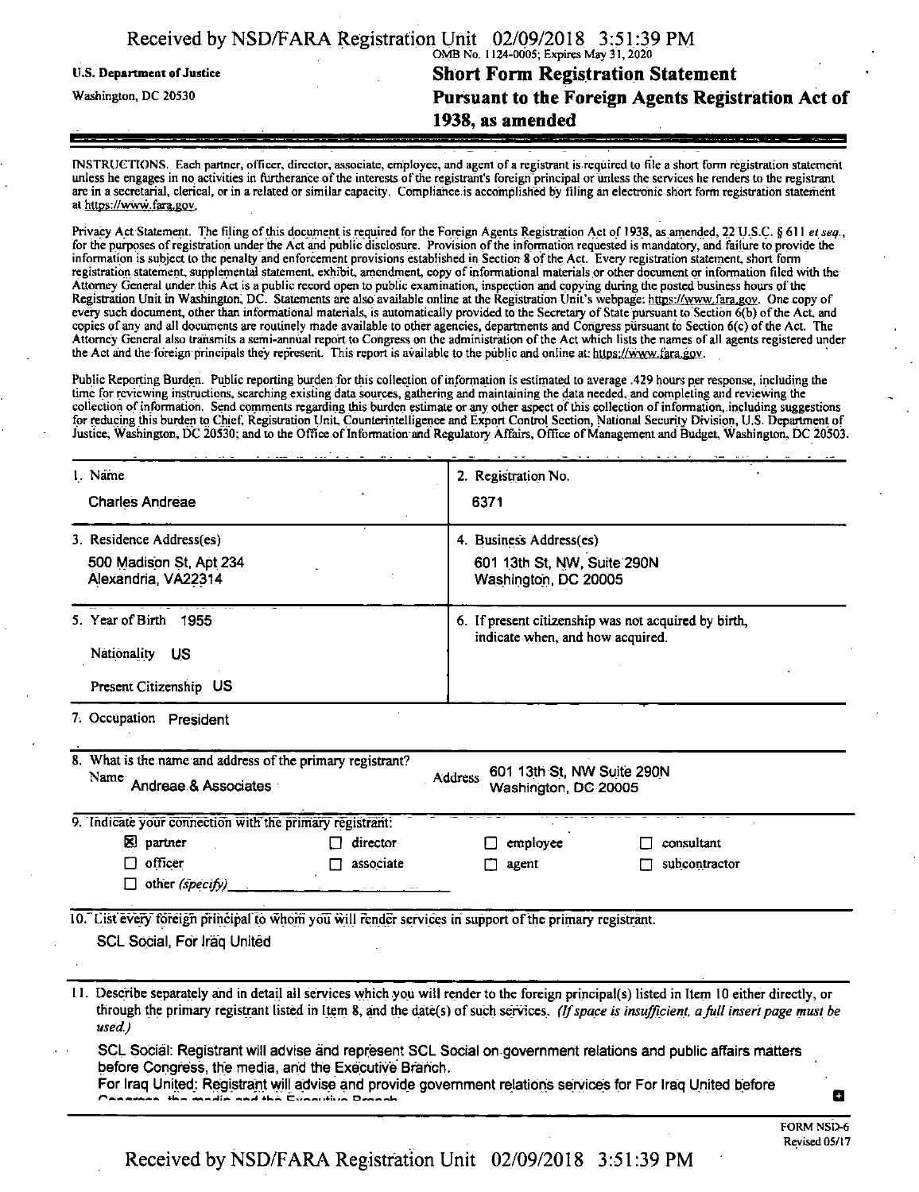U.S. Department of Justice
Washington, DC 20530

OMB No. 1124-0005; Expires May 31, 2020

# Short Form Registration Statement Pursuant to the Foreign Agents Registration Act of 1938, as amended

INSTRUCTIONS. Each partner, officer, director, associate, employee, and agent of a registrant is required to file a short form registration statement unless he engages in no activities in furtherance of the interests of the registrant's foreign principal or unless the services he renders to the registrant are in a secretarial, clerical, or in a related or similar capacity. Compliance is accomplished by filing an electronic short form registration statement at https://www.fara.gov.

Privacy Act Statement. The filing of this document is required for the Foreign Agents Registration Act of 1938, as amended, 22 U.S.C. § 611 *et seq.*, for the purposes of registration under the Act and public disclosure. Provision of the information requested is mandatory, and failure to provide the information is subject to the penalty and enforcement provisions established in Section 8 of the Act. Every registration statement, short form registration statement, supplemental statement, exhibit, amendment, copy of informational materials or other document or information filed with the Attorney General under this Act is a public record open to public examination, inspection and copying during the posted business hours of the Registration Unit in Washington, DC. Statements are also available online at the Registration Unit's webpage: https://www.fara.gov. One copy of every such document, other than informational materials, is automatically provided to the Secretary of State pursuant to Section 6(b) of the Act, and copies of any and all documents are routinely made available to other agencies, departments and Congress pursuant to Section 6(c) of the Act. The Attorney General also transmits a semi-annual report to Congress on the administration of the Act which lists the names of all agents registered under the Act and the foreign principals they represent. This report is available to the public and online at: https://www.fara.gov.

Public Reporting Burden. Public reporting burden for this collection of information is estimated to average .429 hours per response, including the time for reviewing instructions, searching existing data sources, gathering and maintaining the data needed, and completing and reviewing the collection of information. Send comments regarding this burden estimate or any other aspect of this collection of information, including suggestions for reducing this burden to Chief, Registration Unit, Counterintelligence and Export Control Section, National Security Division, U.S. Department of Justice, Washington, DC 20530; and to the Office of Information and Regulatory Affairs, Office of Management and Budget, Washington, DC 20503.

| | |
|---|---|
| 1. Name<br>Charles Andreae | 2. Registration No.<br>6371 |
| 3. Residence Address(es)<br>500 Madison St, Apt 234<br>Alexandria, VA22314 | 4. Business Address(es)<br>601 13th St, NW, Suite 290N<br>Washington, DC 20005 |
| 5. Year of Birth 1955<br>Nationality US<br>Present Citizenship US | 6. If present citizenship was not acquired by birth, indicate when, and how acquired. |

7. Occupation President

8. What is the name and address of the primary registrant?
Name Andreae & Associates
Address 601 13th St, NW Suite 290N Washington, DC 20005

9. Indicate your connection with the primary registrant:

- [x] partner
- [ ] director
- [ ] employee
- [ ] consultant
- [ ] officer
- [ ] associate
- [ ] agent
- [ ] subcontractor
- [ ] other *(specify)*

10. List every foreign principal to whom you will render services in support of the primary registrant.

SCL Social, For Iraq United

11. Describe separately and in detail all services which you will render to the foreign principal(s) listed in Item 10 either directly, or through the primary registrant listed in Item 8, and the date(s) of such services. *(If space is insufficient, a full insert page must be used.)*

SCL Social: Registrant will advise and represent SCL Social on government relations and public affairs matters before Congress, the media, and the Executive Branch.
For Iraq United: Registrant will advise and provide government relations services for For Iraq United before Congress, the media and the Executive Branch

FORM NSD-6
Revised 05/17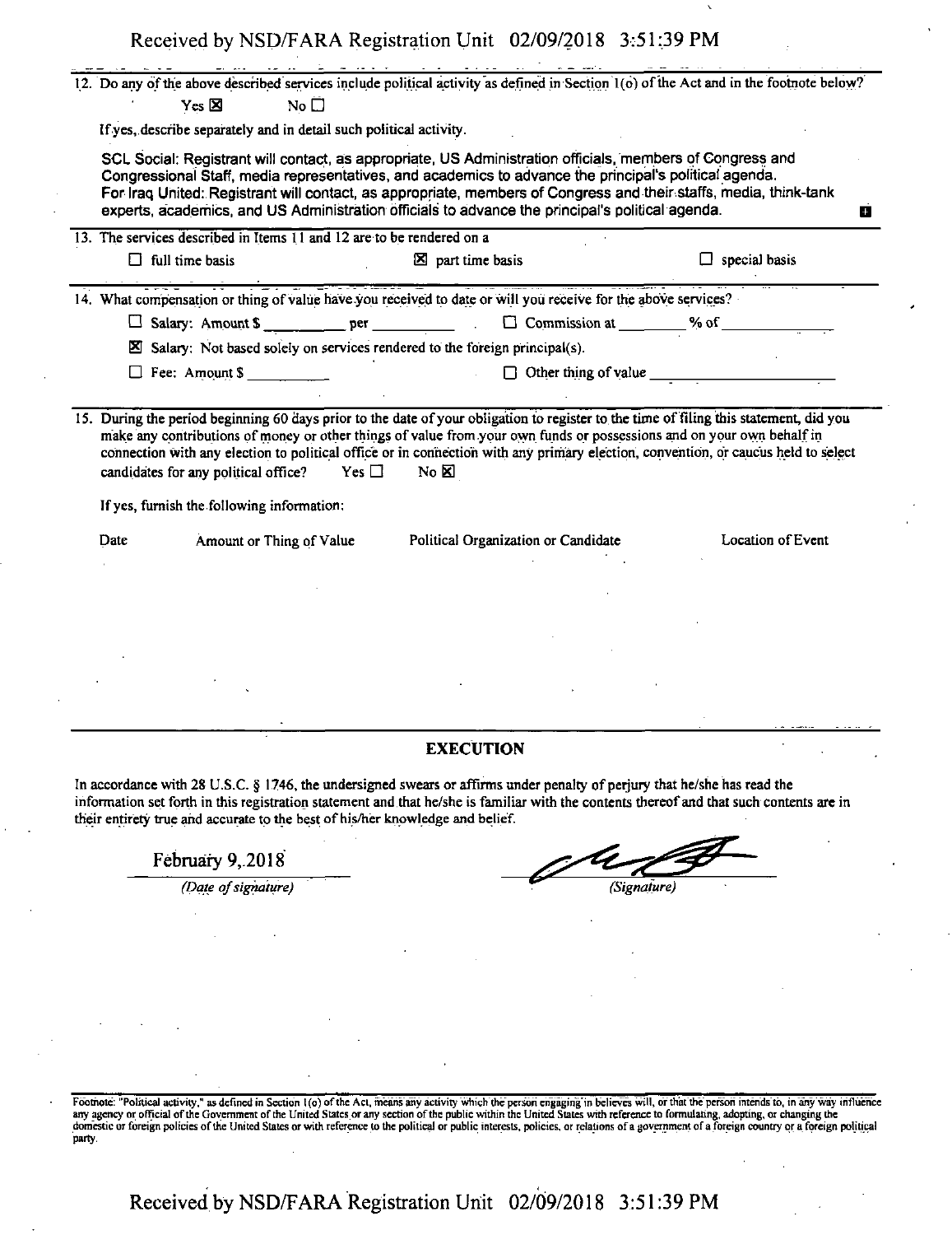12. Do any of the above described services include political activity as defined in Section 1(o) of the Act and in the footnote below?

Yes ☒ No ☐

If yes, describe separately and in detail such political activity.

SCL Social: Registrant will contact, as appropriate, US Administration officials, members of Congress and Congressional Staff, media representatives, and academics to advance the principal's political agenda.
For Iraq United: Registrant will contact, as appropriate, members of Congress and their staffs, media, think-tank experts, academics, and US Administration officials to advance the principal's political agenda.

13. The services described in Items 11 and 12 are to be rendered on a

☐ full time basis ☒ part time basis ☐ special basis

14. What compensation or thing of value have you received to date or will you receive for the above services?

☐ Salary: Amount $ __________ per __________ ☐ Commission at ________ % of __________

☒ Salary: Not based solely on services rendered to the foreign principal(s).

☐ Fee: Amount $ __________ ☐ Other thing of value __________

15. During the period beginning 60 days prior to the date of your obligation to register to the time of filing this statement, did you make any contributions of money or other things of value from your own funds or possessions and on your own behalf in connection with any election to political office or in connection with any primary election, convention, or caucus held to select candidates for any political office? Yes ☐ No ☒

If yes, furnish the following information:

| Date | Amount or Thing of Value | Political Organization or Candidate | Location of Event |
| --- | --- | --- | --- |

## EXECUTION

In accordance with 28 U.S.C. § 1746, the undersigned swears or affirms under penalty of perjury that he/she has read the information set forth in this registration statement and that he/she is familiar with the contents thereof and that such contents are in their entirety true and accurate to the best of his/her knowledge and belief.

February 9, 2018
*(Date of signature)*

*(Signature)*

Footnote: "Political activity," as defined in Section 1(o) of the Act, means any activity which the person engaging in believes will, or that the person intends to, in any way influence any agency or official of the Government of the United States or any section of the public within the United States with reference to formulating, adopting, or changing the domestic or foreign policies of the United States or with reference to the political or public interests, policies, or relations of a government of a foreign country or a foreign political party.